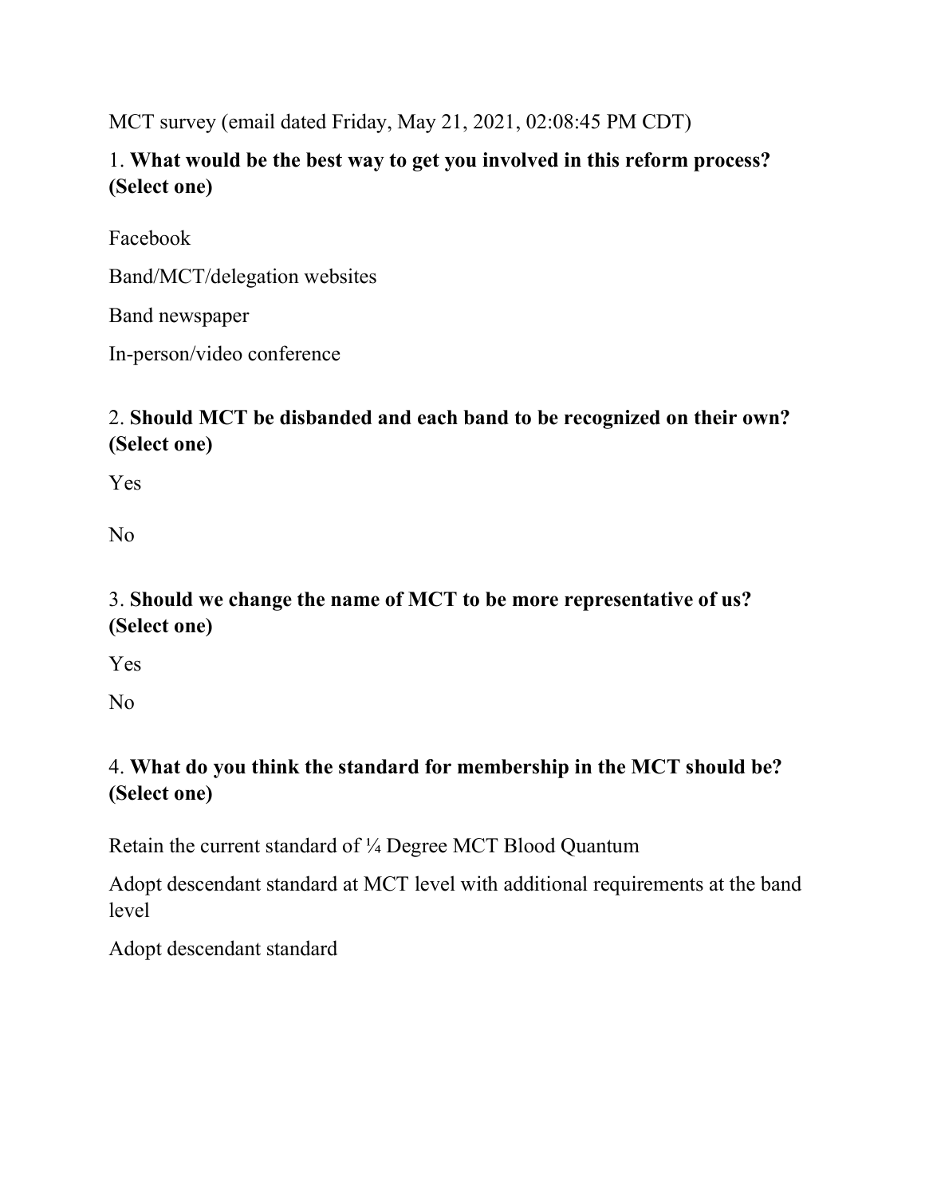MCT survey (email dated Friday, May 21, 2021, 02:08:45 PM CDT)

1. **What would be the best way to get you involved in this reform process? (Select one)**

Facebook

Band/MCT/delegation websites

Band newspaper

In-person/video conference

2. **Should MCT be disbanded and each band to be recognized on their own? (Select one)**

Yes

No

3. **Should we change the name of MCT to be more representative of us? (Select one)**

Yes

No

4. **What do you think the standard for membership in the MCT should be? (Select one)**

Retain the current standard of ¼ Degree MCT Blood Quantum

Adopt descendant standard at MCT level with additional requirements at the band level

Adopt descendant standard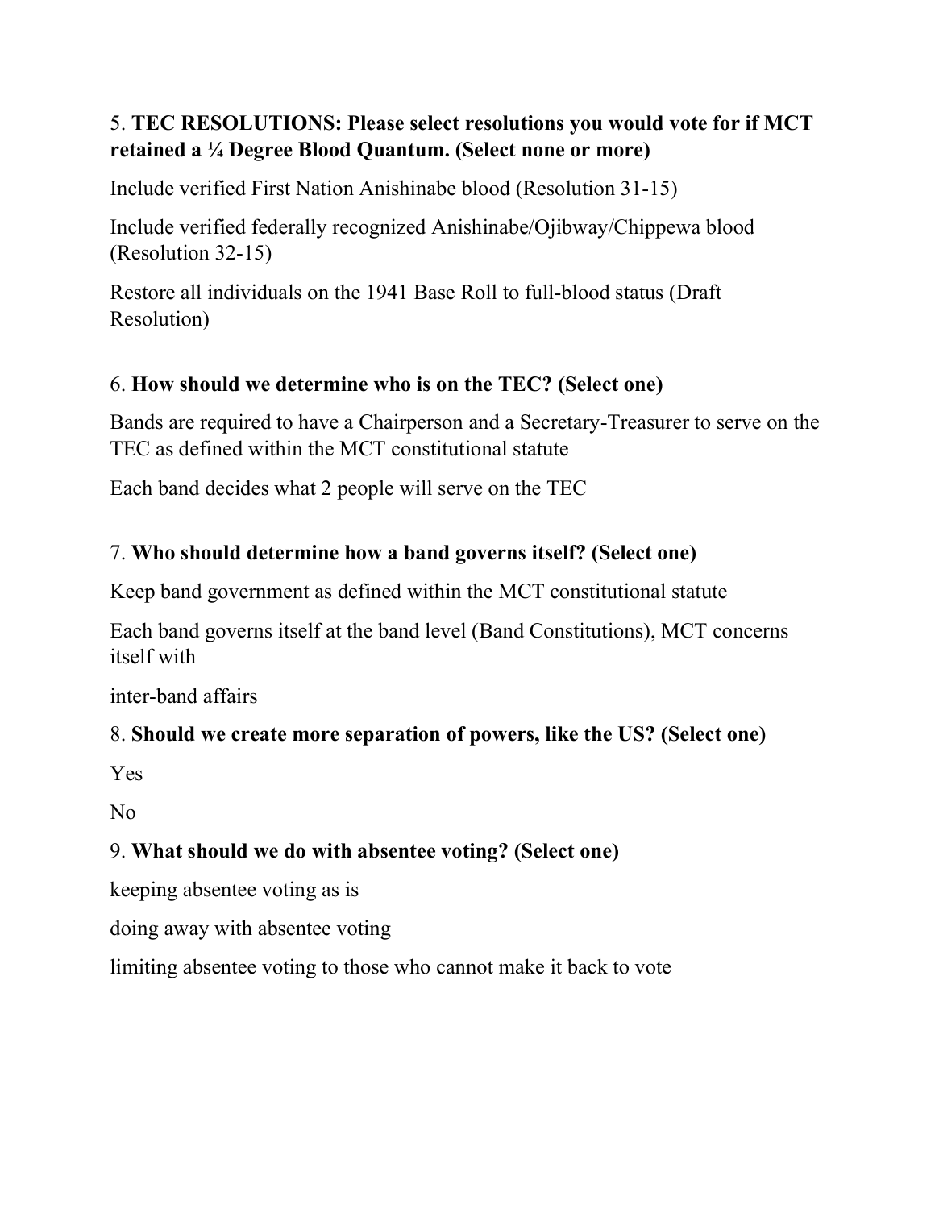5. **TEC RESOLUTIONS: Please select resolutions you would vote for if MCT retained a ¼ Degree Blood Quantum. (Select none or more)**

Include verified First Nation Anishinabe blood (Resolution 31-15)

Include verified federally recognized Anishinabe/Ojibway/Chippewa blood (Resolution 32-15)

Restore all individuals on the 1941 Base Roll to full-blood status (Draft Resolution)

6. **How should we determine who is on the TEC? (Select one)**

Bands are required to have a Chairperson and a Secretary-Treasurer to serve on the TEC as defined within the MCT constitutional statute

Each band decides what 2 people will serve on the TEC

7. **Who should determine how a band governs itself? (Select one)**

Keep band government as defined within the MCT constitutional statute

Each band governs itself at the band level (Band Constitutions), MCT concerns itself with

inter-band affairs

8. **Should we create more separation of powers, like the US? (Select one)**

Yes

No

9. **What should we do with absentee voting? (Select one)**

keeping absentee voting as is

doing away with absentee voting

limiting absentee voting to those who cannot make it back to vote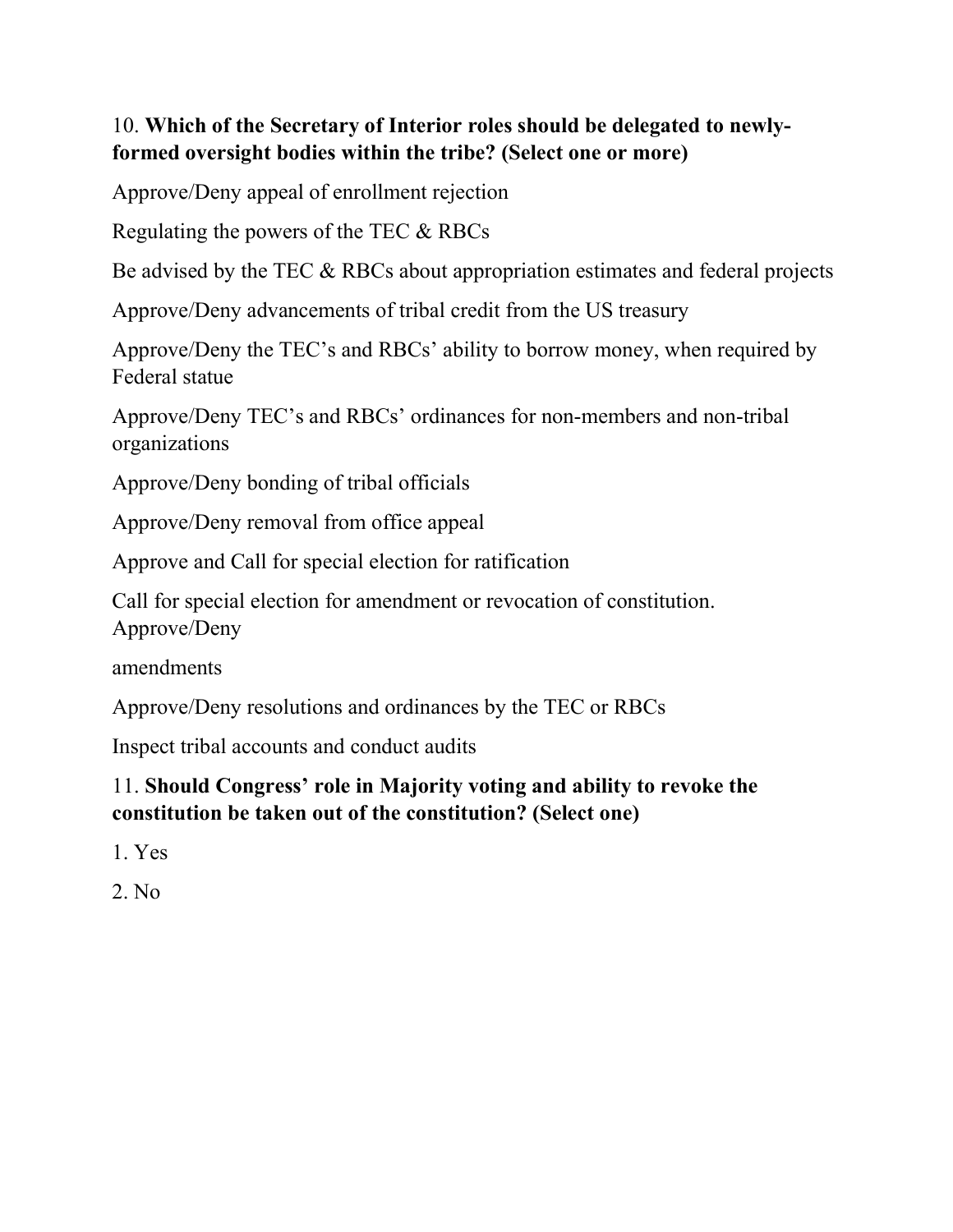10. **Which of the Secretary of Interior roles should be delegated to newly-formed oversight bodies within the tribe? (Select one or more)**

Approve/Deny appeal of enrollment rejection

Regulating the powers of the TEC & RBCs

Be advised by the TEC & RBCs about appropriation estimates and federal projects

Approve/Deny advancements of tribal credit from the US treasury

Approve/Deny the TEC's and RBCs' ability to borrow money, when required by Federal statue

Approve/Deny TEC's and RBCs' ordinances for non-members and non-tribal organizations

Approve/Deny bonding of tribal officials

Approve/Deny removal from office appeal

Approve and Call for special election for ratification

Call for special election for amendment or revocation of constitution. Approve/Deny

amendments

Approve/Deny resolutions and ordinances by the TEC or RBCs

Inspect tribal accounts and conduct audits

11. **Should Congress' role in Majority voting and ability to revoke the constitution be taken out of the constitution? (Select one)**

1. Yes
2. No